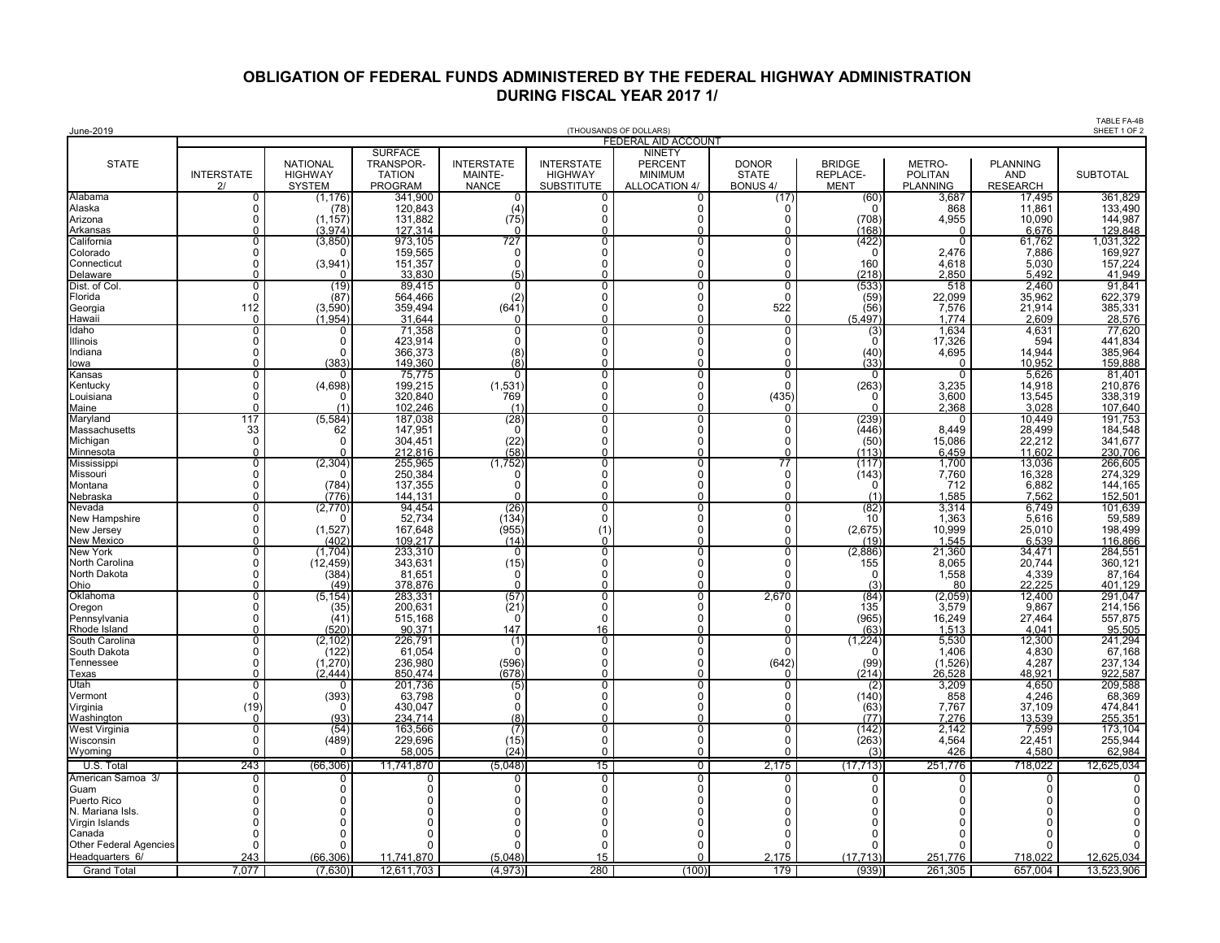# OBLIGATION OF FEDERAL FUNDS ADMINISTERED BY THE FEDERAL HIGHWAY ADMINISTRATION DURING FISCAL YEAR 2017 1/

June-2019

TABLE FA-4B SHEET 1 OF 2

(THOUSANDS OF DOLLARS)

| STATE | FEDERAL AID ACCOUNT | | | | | | | | | | |
|---|---|---|---|---|---|---|---|---|---|---|---|
| | INTERSTATE 2/ | NATIONAL HIGHWAY SYSTEM | SURFACE TRANSPOR-TATION PROGRAM | INTERSTATE MAINTE-NANCE | INTERSTATE HIGHWAY SUBSTITUTE | NINETY PERCENT MINIMUM ALLOCATION 4/ | DONOR STATE BONUS 4/ | BRIDGE REPLACE-MENT | METRO-POLITAN PLANNING | PLANNING AND RESEARCH | SUBTOTAL |
| Alabama | 0 | (1,176) | 341,900 | 0 | 0 | 0 | (17) | (60) | 3,687 | 17,495 | 361,829 |
| Alaska | 0 | (78) | 120,843 | (4) | 0 | 0 | 0 | 0 | 868 | 11,861 | 133,490 |
| Arizona | 0 | (1,157) | 131,882 | (75) | 0 | 0 | 0 | (708) | 4,955 | 10,090 | 144,987 |
| Arkansas | 0 | (3,974) | 127,314 | 0 | 0 | 0 | 0 | (168) | 0 | 6,676 | 129,848 |
| California | 0 | (3,850) | 973,105 | 727 | 0 | 0 | 0 | (422) | 0 | 61,762 | 1,031,322 |
| Colorado | 0 | 0 | 159,565 | 0 | 0 | 0 | 0 | 0 | 2,476 | 7,886 | 169,927 |
| Connecticut | 0 | (3,941) | 151,357 | 0 | 0 | 0 | 0 | 160 | 4,618 | 5,030 | 157,224 |
| Delaware | 0 | 0 | 33,830 | (5) | 0 | 0 | 0 | (218) | 2,850 | 5,492 | 41,949 |
| Dist. of Col. | 0 | (19) | 89,415 | 0 | 0 | 0 | 0 | (533) | 518 | 2,460 | 91,841 |
| Florida | 0 | (87) | 564,466 | (2) | 0 | 0 | 0 | (59) | 22,099 | 35,962 | 622,379 |
| Georgia | 112 | (3,590) | 359,494 | (641) | 0 | 0 | 522 | (56) | 7,576 | 21,914 | 385,331 |
| Hawaii | 0 | (1,954) | 31,644 | 0 | 0 | 0 | 0 | (5,497) | 1,774 | 2,609 | 28,576 |
| Idaho | 0 | 0 | 71,358 | 0 | 0 | 0 | 0 | (3) | 1,634 | 4,631 | 77,620 |
| Illinois | 0 | 0 | 423,914 | 0 | 0 | 0 | 0 | 0 | 17,326 | 594 | 441,834 |
| Indiana | 0 | 0 | 366,373 | (8) | 0 | 0 | 0 | (40) | 4,695 | 14,944 | 385,964 |
| Iowa | 0 | (383) | 149,360 | (8) | 0 | 0 | 0 | (33) | 0 | 10,952 | 159,888 |
| Kansas | 0 | 0 | 75,775 | 0 | 0 | 0 | 0 | 0 | 0 | 5,626 | 81,401 |
| Kentucky | 0 | (4,698) | 199,215 | (1,531) | 0 | 0 | 0 | (263) | 3,235 | 14,918 | 210,876 |
| Louisiana | 0 | 0 | 320,840 | 769 | 0 | 0 | (435) | 0 | 3,600 | 13,545 | 338,319 |
| Maine | 0 | (1) | 102,246 | (1) | 0 | 0 | 0 | 0 | 2,368 | 3,028 | 107,640 |
| Maryland | 117 | (5,584) | 187,038 | (28) | 0 | 0 | 0 | (239) | 0 | 10,449 | 191,753 |
| Massachusetts | 33 | 62 | 147,951 | 0 | 0 | 0 | 0 | (446) | 8,449 | 28,499 | 184,548 |
| Michigan | 0 | 0 | 304,451 | (22) | 0 | 0 | 0 | (50) | 15,086 | 22,212 | 341,677 |
| Minnesota | 0 | 0 | 212,816 | (58) | 0 | 0 | 0 | (113) | 6,459 | 11,602 | 230,706 |
| Mississippi | 0 | (2,304) | 255,965 | (1,752) | 0 | 0 | 77 | (117) | 1,700 | 13,036 | 266,605 |
| Missouri | 0 | 0 | 250,384 | 0 | 0 | 0 | 0 | (143) | 7,760 | 16,328 | 274,329 |
| Montana | 0 | (784) | 137,355 | 0 | 0 | 0 | 0 | 0 | 712 | 6,882 | 144,165 |
| Nebraska | 0 | (776) | 144,131 | 0 | 0 | 0 | 0 | (1) | 1,585 | 7,562 | 152,501 |
| Nevada | 0 | (2,770) | 94,454 | (26) | 0 | 0 | 0 | (82) | 3,314 | 6,749 | 101,639 |
| New Hampshire | 0 | 0 | 52,734 | (134) | 0 | 0 | 0 | 10 | 1,363 | 5,616 | 59,589 |
| New Jersey | 0 | (1,527) | 167,648 | (955) | (1) | 0 | 0 | (2,675) | 10,999 | 25,010 | 198,499 |
| New Mexico | 0 | (402) | 109,217 | (14) | 0 | 0 | 0 | (19) | 1,545 | 6,539 | 116,866 |
| New York | 0 | (1,704) | 233,310 | 0 | 0 | 0 | 0 | (2,886) | 21,360 | 34,471 | 284,551 |
| North Carolina | 0 | (12,459) | 343,631 | (15) | 0 | 0 | 0 | 155 | 8,065 | 20,744 | 360,121 |
| North Dakota | 0 | (384) | 81,651 | 0 | 0 | 0 | 0 | 0 | 1,558 | 4,339 | 87,164 |
| Ohio | 0 | (49) | 378,876 | 0 | 0 | 0 | 0 | (3) | 80 | 22,225 | 401,129 |
| Oklahoma | 0 | (5,154) | 283,331 | (57) | 0 | 0 | 2,670 | (84) | (2,059) | 12,400 | 291,047 |
| Oregon | 0 | (35) | 200,631 | (21) | 0 | 0 | 0 | 135 | 3,579 | 9,867 | 214,156 |
| Pennsylvania | 0 | (41) | 515,168 | 0 | 0 | 0 | 0 | (965) | 16,249 | 27,464 | 557,875 |
| Rhode Island | 0 | (520) | 90,371 | 147 | 16 | 0 | 0 | (63) | 1,513 | 4,041 | 95,505 |
| South Carolina | 0 | (2,102) | 226,791 | (1) | 0 | 0 | 0 | (1,224) | 5,530 | 12,300 | 241,294 |
| South Dakota | 0 | (122) | 61,054 | 0 | 0 | 0 | 0 | 0 | 1,406 | 4,830 | 67,168 |
| Tennessee | 0 | (1,270) | 236,980 | (596) | 0 | 0 | (642) | (99) | (1,526) | 4,287 | 237,134 |
| Texas | 0 | (2,444) | 850,474 | (678) | 0 | 0 | 0 | (214) | 26,528 | 48,921 | 922,587 |
| Utah | 0 | 0 | 201,736 | (5) | 0 | 0 | 0 | (2) | 3,209 | 4,650 | 209,588 |
| Vermont | 0 | (393) | 63,798 | 0 | 0 | 0 | 0 | (140) | 858 | 4,246 | 68,369 |
| Virginia | (19) | 0 | 430,047 | 0 | 0 | 0 | 0 | (63) | 7,767 | 37,109 | 474,841 |
| Washington | 0 | (93) | 234,714 | (8) | 0 | 0 | 0 | (77) | 7,276 | 13,539 | 255,351 |
| West Virginia | 0 | (54) | 163,566 | (7) | 0 | 0 | 0 | (142) | 2,142 | 7,599 | 173,104 |
| Wisconsin | 0 | (489) | 229,696 | (15) | 0 | 0 | 0 | (263) | 4,564 | 22,451 | 255,944 |
| Wyoming | 0 | 0 | 58,005 | (24) | 0 | 0 | 0 | (3) | 426 | 4,580 | 62,984 |
| U.S. Total | 243 | (66,306) | 11,741,870 | (5,048) | 15 | 0 | 2,175 | (17,713) | 251,776 | 718,022 | 12,625,034 |
| American Samoa 3/ | 0 | 0 | 0 | 0 | 0 | 0 | 0 | 0 | 0 | 0 | 0 |
| Guam | 0 | 0 | 0 | 0 | 0 | 0 | 0 | 0 | 0 | 0 | 0 |
| Puerto Rico | 0 | 0 | 0 | 0 | 0 | 0 | 0 | 0 | 0 | 0 | 0 |
| N. Mariana Isls. | 0 | 0 | 0 | 0 | 0 | 0 | 0 | 0 | 0 | 0 | 0 |
| Virgin Islands | 0 | 0 | 0 | 0 | 0 | 0 | 0 | 0 | 0 | 0 | 0 |
| Canada | 0 | 0 | 0 | 0 | 0 | 0 | 0 | 0 | 0 | 0 | 0 |
| Other Federal Agencies | 0 | 0 | 0 | 0 | 0 | 0 | 0 | 0 | 0 | 0 | 0 |
| Headquarters 6/ | 243 | (66,306) | 11,741,870 | (5,048) | 15 | 0 | 2,175 | (17,713) | 251,776 | 718,022 | 12,625,034 |
| Grand Total | 7,077 | (7,630) | 12,611,703 | (4,973) | 280 | (100) | 179 | (939) | 261,305 | 657,004 | 13,523,906 |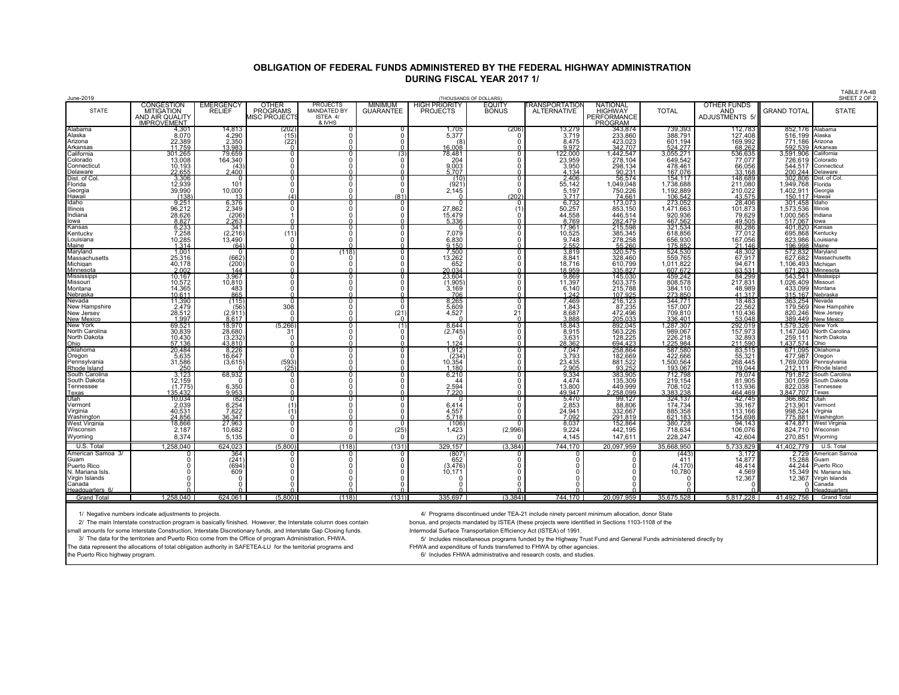# OBLIGATION OF FEDERAL FUNDS ADMINISTERED BY THE FEDERAL HIGHWAY ADMINISTRATION DURING FISCAL YEAR 2017 1/

TABLE FA-4B
SHEET 2 OF 2

June-2019

(THOUSANDS OF DOLLARS)

| STATE | CONGESTION MITIGATION AND AIR QUALITY IMPROVEMENT | EMERGENCY RELIEF | OTHER PROGRAMS MISC PROJECTS | PROJECTS MANDATED BY ISTEA 4/ & IVHS | MINIMUM GUARANTEE | HIGH PRIORITY PROJECTS | EQUITY BONUS | TRANSPORTATION ALTERNATIVE | NATIONAL HIGHWAY PERFORMANCE PROGRAM | TOTAL | OTHER FUNDS AND ADJUSTMENTS 5/ | GRAND TOTAL | STATE |
|---|---|---|---|---|---|---|---|---|---|---|---|---|---|
| Alabama | 4,301 | 14,813 | (202) | 0 | 0 | 1,705 | (206) | 13,279 | 343,874 | 739,393 | 112,783 | 852,176 | Alabama |
| Alaska | 8,070 | 4,290 | (15) | 0 | 0 | 5,377 | 0 | 3,719 | 233,860 | 388,791 | 127,408 | 516,199 | Alaska |
| Arizona | 22,389 | 2,350 | (22) | 0 | 0 | (8) | 0 | 8,475 | 423,023 | 601,194 | 169,992 | 771,186 | Arizona |
| Arkansas | 11,759 | 13,983 | 0 | 0 | 0 | 16,008 | 0 | 9,972 | 342,707 | 524,277 | 68,262 | 592,539 | Arkansas |
| California | 301,265 | 79,659 | 0 | 0 | (3) | 78,481 | 0 | 122,000 | 1,442,547 | 3,055,271 | 536,635 | 3,591,906 | California |
| Colorado | 13,008 | 164,340 | 0 | 0 | 0 | 204 | 0 | 23,959 | 278,104 | 649,542 | 77,077 | 726,619 | Colorado |
| Connecticut | 10,193 | (43) | 0 | 0 | 0 | 9,003 | 0 | 3,950 | 298,134 | 478,461 | 66,056 | 544,517 | Connecticut |
| Delaware | 22,655 | 2,400 | 0 | 0 | 0 | 5,707 | 0 | 4,134 | 90,231 | 167,076 | 33,168 | 200,244 | Delaware |
| Dist. of Col. | 3,306 | 0 | 0 | 0 | 0 | (10) | 0 | 2,406 | 56,574 | 154,117 | 148,689 | 302,806 | Dist. of Col. |
| Florida | 12,939 | 101 | 0 | 0 | 0 | (921) | 0 | 55,142 | 1,049,048 | 1,738,688 | 211,080 | 1,949,768 | Florida |
| Georgia | 39,990 | 10,000 | 0 | 0 | 0 | 2,145 | 0 | 5,197 | 750,226 | 1,192,889 | 210,022 | 1,402,911 | Georgia |
| Hawaii | (138) | 13 | (4) | 0 | (81) | 0 | (202) | 3,717 | 74,661 | 106,542 | 43,575 | 150,117 | Hawaii |
| Idaho | 9,251 | 6,376 | 0 | 0 | 0 | 0 | 0 | 6,732 | 173,073 | 273,052 | 28,406 | 301,458 | Idaho |
| Illinois | 96,212 | 2,349 | 0 | 0 | 0 | 27,862 | (1) | 50,257 | 853,150 | 1,471,663 | 101,873 | 1,573,536 | Illinois |
| Indiana | 28,626 | (206) | 1 | 0 | 0 | 15,479 | 0 | 44,558 | 446,514 | 920,936 | 79,629 | 1,000,565 | Indiana |
| Iowa | 8,827 | 2,263 | 0 | 0 | 0 | 5,336 | 0 | 8,769 | 282,479 | 467,562 | 49,505 | 517,067 | Iowa |
| Kansas | 6,233 | 341 | 0 | 0 | 0 | 0 | 0 | 17,961 | 215,598 | 321,534 | 80,286 | 401,820 | Kansas |
| Kentucky | 7,258 | (2,216) | (11) | 0 | 0 | 7,079 | 0 | 10,525 | 385,345 | 618,856 | 77,012 | 695,868 | Kentucky |
| Louisiana | 10,285 | 13,490 | 0 | 0 | 0 | 6,830 | 0 | 9,748 | 278,258 | 656,930 | 167,056 | 823,986 | Louisiana |
| Maine | 1,314 | (64) | 0 | 0 | 0 | 9,150 | 0 | 2,552 | 55,260 | 175,852 | 21,146 | 196,998 | Maine |
| Maryland | 1,001 | 0 | 0 | (118) | 0 | 7,500 | 0 | 3,819 | 320,575 | 524,530 | 48,302 | 572,832 | Maryland |
| Massachusetts | 25,316 | (662) | 0 | 0 | 0 | 13,262 | 0 | 8,841 | 328,460 | 559,765 | 67,917 | 627,682 | Massachusetts |
| Michigan | 40,178 | (200) | 0 | 0 | 0 | 652 | 0 | 18,716 | 610,799 | 1,011,822 | 94,671 | 1,106,493 | Michigan |
| Minnesota | 2,002 | 144 | 0 | 0 | 0 | 20,034 | 0 | 18,959 | 335,827 | 607,672 | 63,531 | 671,203 | Minnesota |
| Mississippi | 10,167 | 3,967 | 0 | 0 | 0 | 23,604 | 0 | 9,869 | 145,030 | 459,242 | 84,299 | 543,541 | Mississippi |
| Missouri | 10,572 | 10,810 | 0 | 0 | 0 | (1,905) | 0 | 11,397 | 503,375 | 808,578 | 217,831 | 1,026,409 | Missouri |
| Montana | 14,365 | 483 | 0 | 0 | 0 | 3,169 | 0 | 6,140 | 215,788 | 384,110 | 48,989 | 433,099 | Montana |
| Nebraska | 10,611 | 865 | 0 | 0 | 0 | 706 | 0 | 1,242 | 107,925 | 273,850 | 41,317 | 315,167 | Nebraska |
| Nevada | 11,390 | (115) | 0 | 0 | 0 | 8,265 | 0 | 7,469 | 216,123 | 344,771 | 18,483 | 363,254 | Nevada |
| New Hampshire | 2,479 | (56) | 308 | 0 | 0 | 5,609 | 0 | 1,843 | 87,235 | 157,007 | 22,562 | 179,569 | New Hampshire |
| New Jersey | 28,512 | (2,911) | 0 | 0 | (21) | 4,527 | 21 | 8,687 | 472,496 | 709,810 | 110,436 | 820,246 | New Jersey |
| New Mexico | 1,997 | 8,617 | 0 | 0 | 0 | 0 | 0 | 3,888 | 205,033 | 336,401 | 53,048 | 389,449 | New Mexico |
| New York | 69,521 | 18,970 | (5,266) | 0 | (1) | 8,644 | 0 | 18,843 | 892,045 | 1,287,307 | 292,019 | 1,579,326 | New York |
| North Carolina | 30,839 | 28,680 | 31 | 0 | 0 | (2,745) | 0 | 8,915 | 563,226 | 989,067 | 157,973 | 1,147,040 | North Carolina |
| North Dakota | 10,430 | (3,232) | 0 | 0 | 0 | 0 | 0 | 3,631 | 128,225 | 226,218 | 32,893 | 259,111 | North Dakota |
| Ohio | 57,136 | 43,810 | 0 | 0 | 0 | 1,124 | 0 | 28,362 | 694,423 | 1,225,984 | 211,590 | 1,437,574 | Ohio |
| Oklahoma | 20,484 | 8,226 | 0 | 0 | 0 | 1,912 | 0 | 7,047 | 258,864 | 587,580 | 83,515 | 671,095 | Oklahoma |
| Oregon | 5,635 | 16,647 | 0 | 0 | 0 | (234) | 0 | 3,793 | 182,669 | 422,666 | 55,321 | 477,987 | Oregon |
| Pennsylvania | 31,586 | (3,615) | (593) | 0 | 0 | 10,354 | 0 | 23,435 | 881,522 | 1,500,564 | 268,445 | 1,769,009 | Pennsylvania |
| Rhode Island | 250 | 0 | (25) | 0 | 0 | 1,180 | 0 | 2,905 | 93,252 | 193,067 | 19,044 | 212,111 | Rhode Island |
| South Carolina | 3,123 | 68,932 | 0 | 0 | 0 | 6,210 | 0 | 9,334 | 383,905 | 712,798 | 79,074 | 791,872 | South Carolina |
| South Dakota | 12,159 | 0 | 0 | 0 | 0 | 44 | 0 | 4,474 | 135,309 | 219,154 | 81,905 | 301,059 | South Dakota |
| Tennessee | (1,775) | 6,350 | 0 | 0 | 0 | 2,594 | 0 | 13,800 | 449,999 | 708,102 | 113,936 | 822,038 | Tennessee |
| Texas | 135,432 | 9,953 | 0 | 0 | 0 | 7,220 | 0 | 49,947 | 2,258,099 | 3,383,238 | 464,469 | 3,847,707 | Texas |
| Utah | 10,034 | (82) | 0 | 0 | 0 | 0 | 0 | 5,470 | 99,127 | 324,137 | 42,745 | 366,882 | Utah |
| Vermont | 2,039 | 6,254 | (1) | 0 | 0 | 6,414 | 0 | 2,853 | 88,806 | 174,734 | 39,167 | 213,901 | Vermont |
| Virginia | 40,531 | 7,822 | (1) | 0 | 0 | 4,557 | 0 | 24,941 | 332,667 | 885,358 | 113,166 | 998,524 | Virginia |
| Washington | 24,856 | 36,347 | 0 | 0 | 0 | 5,718 | 0 | 7,092 | 291,819 | 621,183 | 154,698 | 775,881 | Washington |
| West Virginia | 18,866 | 27,963 | 0 | 0 | 0 | (106) | 0 | 8,037 | 152,864 | 380,728 | 94,143 | 474,871 | West Virginia |
| Wisconsin | 2,187 | 10,682 | 0 | 0 | (25) | 1,423 | (2,996) | 9,224 | 442,195 | 718,634 | 106,076 | 824,710 | Wisconsin |
| Wyoming | 8,374 | 5,135 | 0 | 0 | 0 | (2) | 0 | 4,145 | 147,611 | 228,247 | 42,604 | 270,851 | Wyoming |
| U.S. Total | 1,258,040 | 624,023 | (5,800) | (118) | (131) | 329,157 | (3,384) | 744,170 | 20,097,959 | 35,668,950 | 5,733,829 | 41,402,779 | U.S. Total |
| American Samoa 3/ | 0 | 364 | 0 | 0 | 0 | (807) | 0 | 0 | 0 | (443) | 3,172 | 2,729 | American Samoa |
| Guam | 0 | (241) | 0 | 0 | 0 | 652 | 0 | 0 | 0 | 411 | 14,877 | 15,288 | Guam |
| Puerto Rico | 0 | (694) | 0 | 0 | 0 | (3,476) | 0 | 0 | 0 | (4,170) | 48,414 | 44,244 | Puerto Rico |
| N. Mariana Isls. | 0 | 609 | 0 | 0 | 0 | 10,171 | 0 | 0 | 0 | 10,780 | 4,569 | 15,349 | N. Mariana Isls. |
| Virgin Islands | 0 | 0 | 0 | 0 | 0 | 0 | 0 | 0 | 0 | 0 | 12,367 | 12,367 | Virgin Islands |
| Canada | 0 | 0 | 0 | 0 | 0 | 0 | 0 | 0 | 0 | 0 | 0 | 0 | Canada |
| Headquarters 6/ | 0 | 0 | 0 | 0 | 0 | 0 | 0 | 0 | 0 | 0 | 0 | 0 | Headquarters |
| Grand Total | 1,258,040 | 624,061 | (5,800) | (118) | (131) | 335,697 | (3,384) | 744,170 | 20,097,959 | 35,675,528 | 5,817,228 | 41,492,756 | Grand Total |

1/ Negative numbers indicate adjustments to projects.

2/ The main Interstate construction program is basically finished. However, the Interstate column does contain small amounts for some Interstate Construction, Interstate Discretionary funds, and Interstate Gap Closing funds.

3/ The data for the territories and Puerto Rico come from the Office of program Administration, FHWA. The data represent the allocations of total obligation authority in SAFETEA-LU for the territorial programs and the Puerto Rico highway program.

4/ Programs discontinued under TEA-21 include ninety percent minimum allocation, donor State bonus, and projects mandated by ISTEA (these projects were identified in Sections 1103-1108 of the Intermodal Surface Transportation Efficiency Act (ISTEA) of 1991.

5/ Includes miscellaneous programs funded by the Highway Trust Fund and General Funds administered directly by FHWA and expenditure of funds transferred to FHWA by other agencies.

6/ Includes FHWA administrative and research costs, and studies.